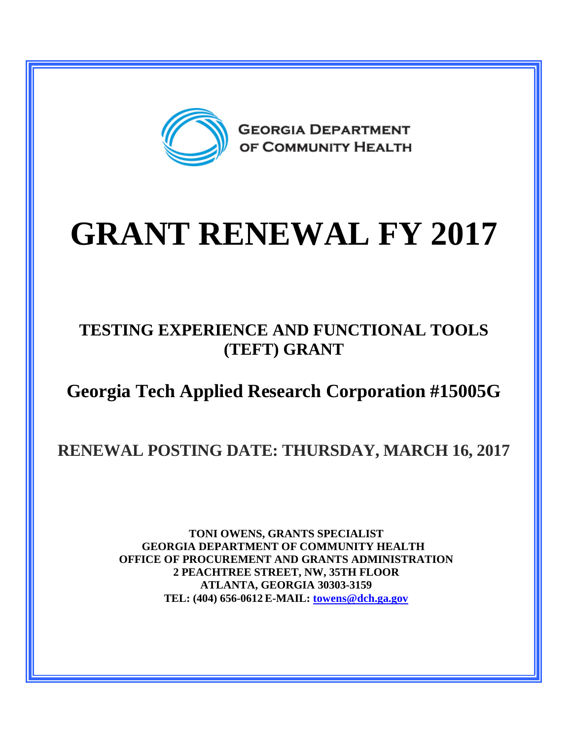GEORGIA DEPARTMENT OF COMMUNITY HEALTH

# GRANT RENEWAL FY 2017

## TESTING EXPERIENCE AND FUNCTIONAL TOOLS (TEFT) GRANT

## Georgia Tech Applied Research Corporation #15005G

## RENEWAL POSTING DATE: THURSDAY, MARCH 16, 2017

**TONI OWENS, GRANTS SPECIALIST**
**GEORGIA DEPARTMENT OF COMMUNITY HEALTH**
**OFFICE OF PROCUREMENT AND GRANTS ADMINISTRATION**
**2 PEACHTREE STREET, NW, 35TH FLOOR**
**ATLANTA, GEORGIA 30303-3159**
**TEL: (404) 656-0612 E-MAIL: towens@dch.ga.gov**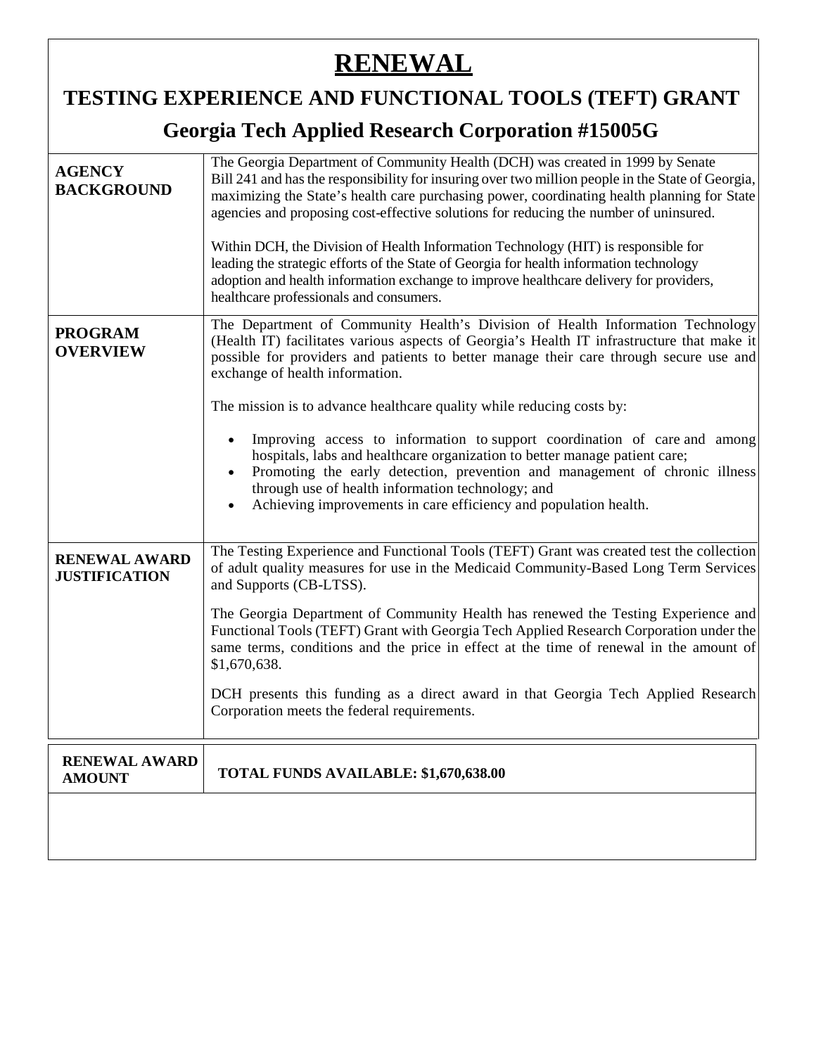# RENEWAL

## TESTING EXPERIENCE AND FUNCTIONAL TOOLS (TEFT) GRANT

## Georgia Tech Applied Research Corporation #15005G

| | |
|---|---|
| **AGENCY BACKGROUND** | The Georgia Department of Community Health (DCH) was created in 1999 by Senate Bill 241 and has the responsibility for insuring over two million people in the State of Georgia, maximizing the State's health care purchasing power, coordinating health planning for State agencies and proposing cost-effective solutions for reducing the number of uninsured.<br><br>Within DCH, the Division of Health Information Technology (HIT) is responsible for leading the strategic efforts of the State of Georgia for health information technology adoption and health information exchange to improve healthcare delivery for providers, healthcare professionals and consumers. |
| **PROGRAM OVERVIEW** | The Department of Community Health's Division of Health Information Technology (Health IT) facilitates various aspects of Georgia's Health IT infrastructure that make it possible for providers and patients to better manage their care through secure use and exchange of health information.<br><br>The mission is to advance healthcare quality while reducing costs by:<br><br>• Improving access to information to support coordination of care and among hospitals, labs and healthcare organization to better manage patient care;<br>• Promoting the early detection, prevention and management of chronic illness through use of health information technology; and<br>• Achieving improvements in care efficiency and population health. |
| **RENEWAL AWARD JUSTIFICATION** | The Testing Experience and Functional Tools (TEFT) Grant was created test the collection of adult quality measures for use in the Medicaid Community-Based Long Term Services and Supports (CB-LTSS).<br><br>The Georgia Department of Community Health has renewed the Testing Experience and Functional Tools (TEFT) Grant with Georgia Tech Applied Research Corporation under the same terms, conditions and the price in effect at the time of renewal in the amount of $1,670,638.<br><br>DCH presents this funding as a direct award in that Georgia Tech Applied Research Corporation meets the federal requirements. |
| **RENEWAL AWARD AMOUNT** | **TOTAL FUNDS AVAILABLE: $1,670,638.00** |